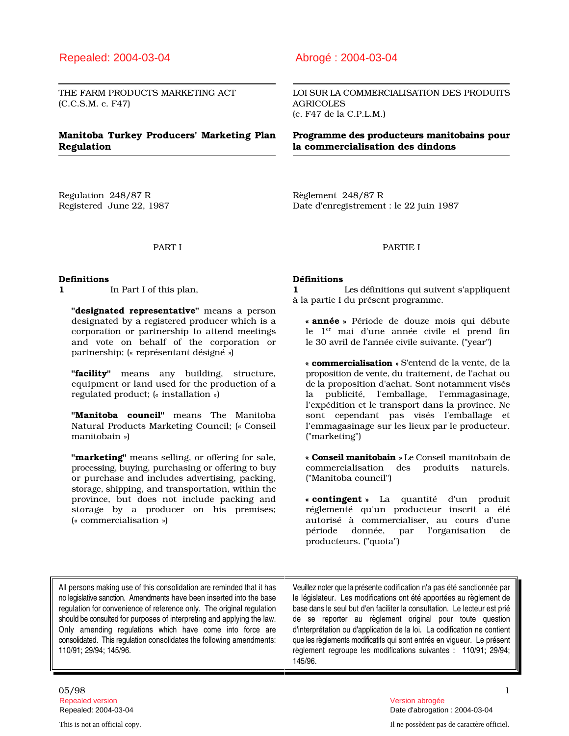Repealed: 2004-03-04

THE FARM PRODUCTS MARKETING ACT
(C.C.S.M. c. F47)

## Manitoba Turkey Producers' Marketing Plan Regulation

Regulation 248/87 R
Registered June 22, 1987

PART I

**Definitions**

**1** In Part I of this plan,

**"designated representative"** means a person designated by a registered producer which is a corporation or partnership to attend meetings and vote on behalf of the corporation or partnership; (« représentant désigné »)

**"facility"** means any building, structure, equipment or land used for the production of a regulated product; (« installation »)

**"Manitoba council"** means The Manitoba Natural Products Marketing Council; (« Conseil manitobain »)

**"marketing"** means selling, or offering for sale, processing, buying, purchasing or offering to buy or purchase and includes advertising, packing, storage, shipping, and transportation, within the province, but does not include packing and storage by a producer on his premises; (« commercialisation »)

Abrogé : 2004-03-04

LOI SUR LA COMMERCIALISATION DES PRODUITS AGRICOLES
(c. F47 de la C.P.L.M.)

## Programme des producteurs manitobains pour la commercialisation des dindons

Règlement 248/87 R
Date d'enregistrement : le 22 juin 1987

PARTIE I

**Définitions**

**1** Les définitions qui suivent s'appliquent à la partie I du présent programme.

**« année »** Période de douze mois qui débute le 1er mai d'une année civile et prend fin le 30 avril de l'année civile suivante. ("year")

**« commercialisation »** S'entend de la vente, de la proposition de vente, du traitement, de l'achat ou de la proposition d'achat. Sont notamment visés la publicité, l'emballage, l'emmagasinage, l'expédition et le transport dans la province. Ne sont cependant pas visés l'emballage et l'emmagasinage sur les lieux par le producteur. ("marketing")

**« Conseil manitobain »** Le Conseil manitobain de commercialisation des produits naturels. ("Manitoba council")

**« contingent »** La quantité d'un produit réglementé qu'un producteur inscrit a été autorisé à commercialiser, au cours d'une période donnée, par l'organisation de producteurs. ("quota")

All persons making use of this consolidation are reminded that it has no legislative sanction. Amendments have been inserted into the base regulation for convenience of reference only. The original regulation should be consulted for purposes of interpreting and applying the law. Only amending regulations which have come into force are consolidated. This regulation consolidates the following amendments: 110/91; 29/94; 145/96.

Veuillez noter que la présente codification n'a pas été sanctionnée par le législateur. Les modifications ont été apportées au règlement de base dans le seul but d'en faciliter la consultation. Le lecteur est prié de se reporter au règlement original pour toute question d'interprétation ou d'application de la loi. La codification ne contient que les règlements modificatifs qui sont entrés en vigueur. Le présent règlement regroupe les modifications suivantes : 110/91; 29/94; 145/96.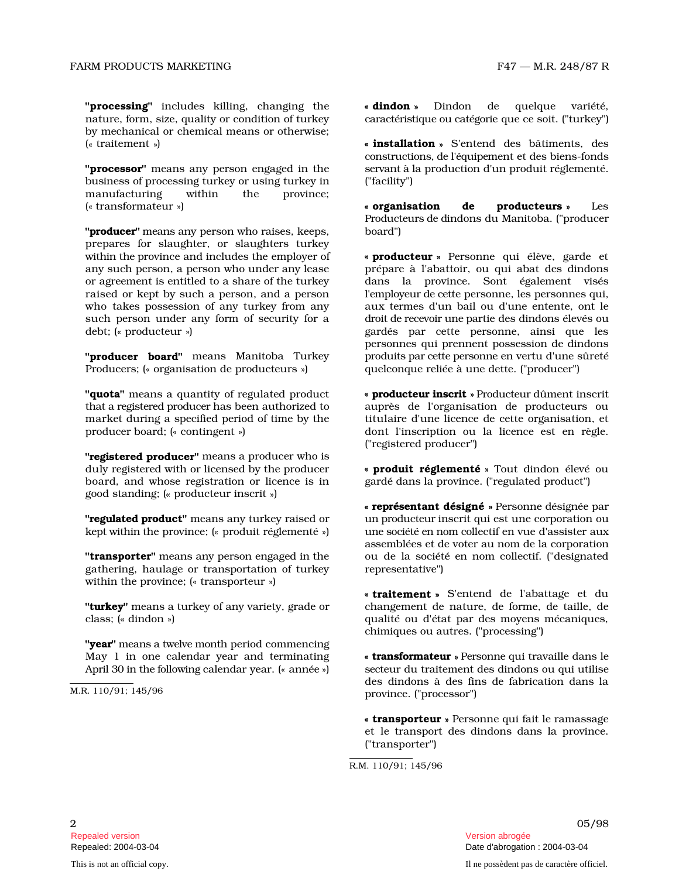**"processing"** includes killing, changing the nature, form, size, quality or condition of turkey by mechanical or chemical means or otherwise; (« traitement »)

**"processor"** means any person engaged in the business of processing turkey or using turkey in manufacturing within the province; (« transformateur »)

**"producer"** means any person who raises, keeps, prepares for slaughter, or slaughters turkey within the province and includes the employer of any such person, a person who under any lease or agreement is entitled to a share of the turkey raised or kept by such a person, and a person who takes possession of any turkey from any such person under any form of security for a debt; (« producteur »)

**"producer board"** means Manitoba Turkey Producers; (« organisation de producteurs »)

**"quota"** means a quantity of regulated product that a registered producer has been authorized to market during a specified period of time by the producer board; (« contingent »)

**"registered producer"** means a producer who is duly registered with or licensed by the producer board, and whose registration or licence is in good standing; (« producteur inscrit »)

**"regulated product"** means any turkey raised or kept within the province; (« produit réglementé »)

**"transporter"** means any person engaged in the gathering, haulage or transportation of turkey within the province; (« transporteur »)

**"turkey"** means a turkey of any variety, grade or class; (« dindon »)

**"year"** means a twelve month period commencing May 1 in one calendar year and terminating April 30 in the following calendar year. (« année »)

M.R. 110/91; 145/96

**« dindon »** Dindon de quelque variété, caractéristique ou catégorie que ce soit. ("turkey")

**« installation »** S'entend des bâtiments, des constructions, de l'équipement et des biens-fonds servant à la production d'un produit réglementé. ("facility")

**« organisation de producteurs »** Les Producteurs de dindons du Manitoba. ("producer board")

**« producteur »** Personne qui élève, garde et prépare à l'abattoir, ou qui abat des dindons dans la province. Sont également visés l'employeur de cette personne, les personnes qui, aux termes d'un bail ou d'une entente, ont le droit de recevoir une partie des dindons élevés ou gardés par cette personne, ainsi que les personnes qui prennent possession de dindons produits par cette personne en vertu d'une sûreté quelconque reliée à une dette. ("producer")

**« producteur inscrit »** Producteur dûment inscrit auprès de l'organisation de producteurs ou titulaire d'une licence de cette organisation, et dont l'inscription ou la licence est en règle. ("registered producer")

**« produit réglementé »** Tout dindon élevé ou gardé dans la province. ("regulated product")

**« représentant désigné »** Personne désignée par un producteur inscrit qui est une corporation ou une société en nom collectif en vue d'assister aux assemblées et de voter au nom de la corporation ou de la société en nom collectif. ("designated representative")

**« traitement »** S'entend de l'abattage et du changement de nature, de forme, de taille, de qualité ou d'état par des moyens mécaniques, chimiques ou autres. ("processing")

**« transformateur »** Personne qui travaille dans le secteur du traitement des dindons ou qui utilise des dindons à des fins de fabrication dans la province. ("processor")

**« transporteur »** Personne qui fait le ramassage et le transport des dindons dans la province. ("transporter")

R.M. 110/91; 145/96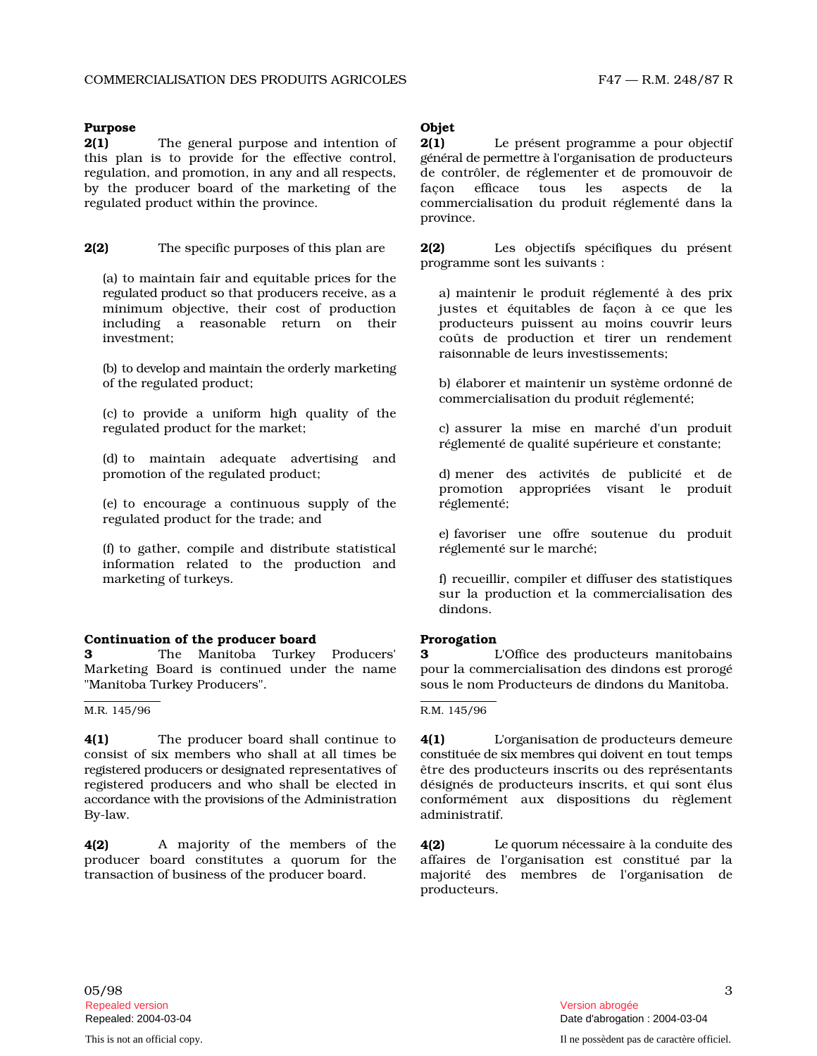**Purpose**

**2(1)** The general purpose and intention of this plan is to provide for the effective control, regulation, and promotion, in any and all respects, by the producer board of the marketing of the regulated product within the province.

**2(2)** The specific purposes of this plan are

(a) to maintain fair and equitable prices for the regulated product so that producers receive, as a minimum objective, their cost of production including a reasonable return on their investment;

(b) to develop and maintain the orderly marketing of the regulated product;

(c) to provide a uniform high quality of the regulated product for the market;

(d) to maintain adequate advertising and promotion of the regulated product;

(e) to encourage a continuous supply of the regulated product for the trade; and

(f) to gather, compile and distribute statistical information related to the production and marketing of turkeys.

**Continuation of the producer board**

**3** The Manitoba Turkey Producers' Marketing Board is continued under the name "Manitoba Turkey Producers".

M.R. 145/96

**4(1)** The producer board shall continue to consist of six members who shall at all times be registered producers or designated representatives of registered producers and who shall be elected in accordance with the provisions of the Administration By-law.

**4(2)** A majority of the members of the producer board constitutes a quorum for the transaction of business of the producer board.

**Objet**

**2(1)** Le présent programme a pour objectif général de permettre à l'organisation de producteurs de contrôler, de réglementer et de promouvoir de façon efficace tous les aspects de la commercialisation du produit réglementé dans la province.

**2(2)** Les objectifs spécifiques du présent programme sont les suivants :

a) maintenir le produit réglementé à des prix justes et équitables de façon à ce que les producteurs puissent au moins couvrir leurs coûts de production et tirer un rendement raisonnable de leurs investissements;

b) élaborer et maintenir un système ordonné de commercialisation du produit réglementé;

c) assurer la mise en marché d'un produit réglementé de qualité supérieure et constante;

d) mener des activités de publicité et de promotion appropriées visant le produit réglementé;

e) favoriser une offre soutenue du produit réglementé sur le marché;

f) recueillir, compiler et diffuser des statistiques sur la production et la commercialisation des dindons.

**Prorogation**

**3** L'Office des producteurs manitobains pour la commercialisation des dindons est prorogé sous le nom Producteurs de dindons du Manitoba.

R.M. 145/96

**4(1)** L'organisation de producteurs demeure constituée de six membres qui doivent en tout temps être des producteurs inscrits ou des représentants désignés de producteurs inscrits, et qui sont élus conformément aux dispositions du règlement administratif.

**4(2)** Le quorum nécessaire à la conduite des affaires de l'organisation est constitué par la majorité des membres de l'organisation de producteurs.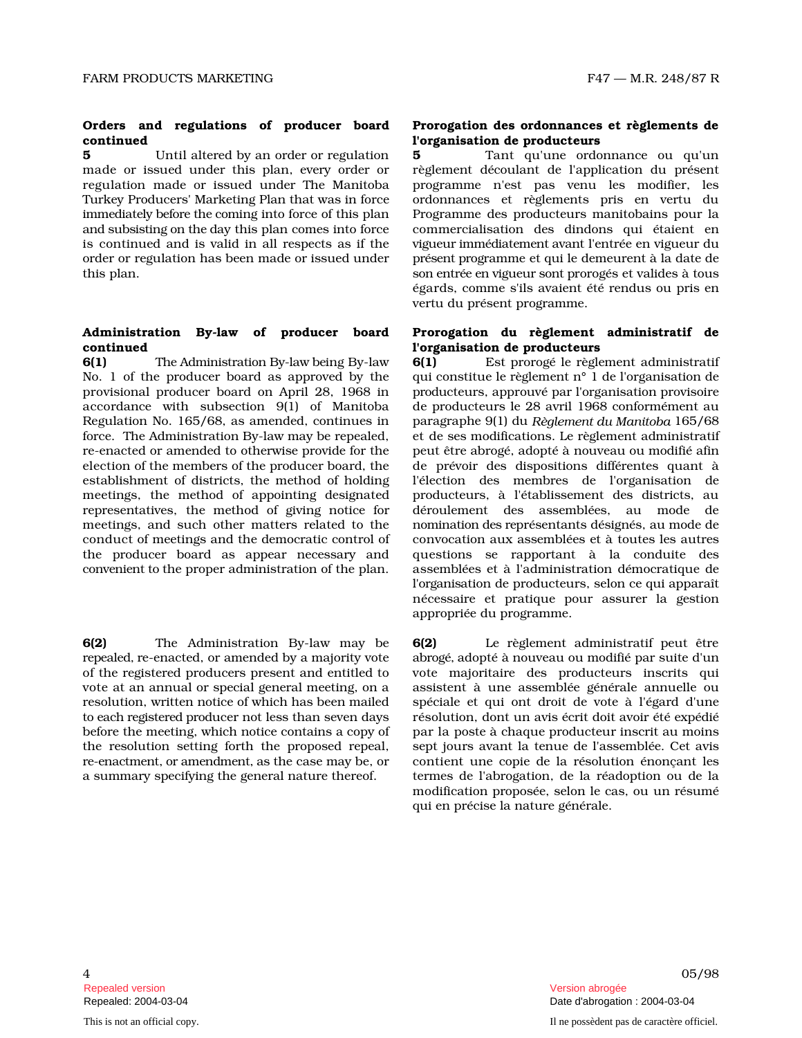**Orders and regulations of producer board continued**

**5** Until altered by an order or regulation made or issued under this plan, every order or regulation made or issued under The Manitoba Turkey Producers' Marketing Plan that was in force immediately before the coming into force of this plan and subsisting on the day this plan comes into force is continued and is valid in all respects as if the order or regulation has been made or issued under this plan.

**Prorogation des ordonnances et règlements de l'organisation de producteurs**

**5** Tant qu'une ordonnance ou qu'un règlement découlant de l'application du présent programme n'est pas venu les modifier, les ordonnances et règlements pris en vertu du Programme des producteurs manitobains pour la commercialisation des dindons qui étaient en vigueur immédiatement avant l'entrée en vigueur du présent programme et qui le demeurent à la date de son entrée en vigueur sont prorogés et valides à tous égards, comme s'ils avaient été rendus ou pris en vertu du présent programme.

**Administration By-law of producer board continued**

**6(1)** The Administration By-law being By-law No. 1 of the producer board as approved by the provisional producer board on April 28, 1968 in accordance with subsection 9(1) of Manitoba Regulation No. 165/68, as amended, continues in force. The Administration By-law may be repealed, re-enacted or amended to otherwise provide for the election of the members of the producer board, the establishment of districts, the method of holding meetings, the method of appointing designated representatives, the method of giving notice for meetings, and such other matters related to the conduct of meetings and the democratic control of the producer board as appear necessary and convenient to the proper administration of the plan.

**Prorogation du règlement administratif de l'organisation de producteurs**

**6(1)** Est prorogé le règlement administratif qui constitue le règlement n° 1 de l'organisation de producteurs, approuvé par l'organisation provisoire de producteurs le 28 avril 1968 conformément au paragraphe 9(1) du *Règlement du Manitoba* 165/68 et de ses modifications. Le règlement administratif peut être abrogé, adopté à nouveau ou modifié afin de prévoir des dispositions différentes quant à l'élection des membres de l'organisation de producteurs, à l'établissement des districts, au déroulement des assemblées, au mode de nomination des représentants désignés, au mode de convocation aux assemblées et à toutes les autres questions se rapportant à la conduite des assemblées et à l'administration démocratique de l'organisation de producteurs, selon ce qui apparaît nécessaire et pratique pour assurer la gestion appropriée du programme.

**6(2)** The Administration By-law may be repealed, re-enacted, or amended by a majority vote of the registered producers present and entitled to vote at an annual or special general meeting, on a resolution, written notice of which has been mailed to each registered producer not less than seven days before the meeting, which notice contains a copy of the resolution setting forth the proposed repeal, re-enactment, or amendment, as the case may be, or a summary specifying the general nature thereof.

**6(2)** Le règlement administratif peut être abrogé, adopté à nouveau ou modifié par suite d'un vote majoritaire des producteurs inscrits qui assistent à une assemblée générale annuelle ou spéciale et qui ont droit de vote à l'égard d'une résolution, dont un avis écrit doit avoir été expédié par la poste à chaque producteur inscrit au moins sept jours avant la tenue de l'assemblée. Cet avis contient une copie de la résolution énonçant les termes de l'abrogation, de la réadoption ou de la modification proposée, selon le cas, ou un résumé qui en précise la nature générale.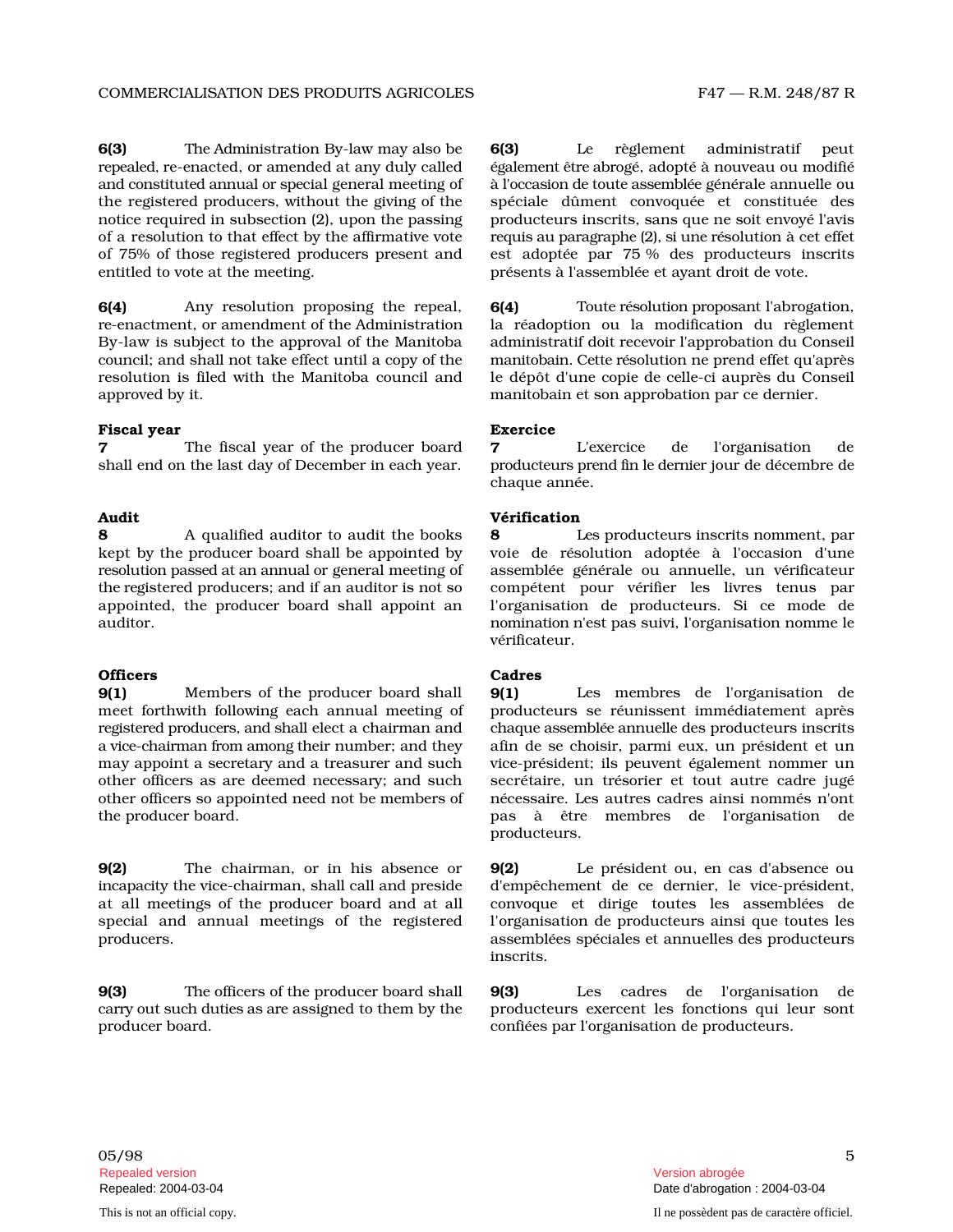**6(3)** The Administration By-law may also be repealed, re-enacted, or amended at any duly called and constituted annual or special general meeting of the registered producers, without the giving of the notice required in subsection (2), upon the passing of a resolution to that effect by the affirmative vote of 75% of those registered producers present and entitled to vote at the meeting.

**6(3)** Le règlement administratif peut également être abrogé, adopté à nouveau ou modifié à l'occasion de toute assemblée générale annuelle ou spéciale dûment convoquée et constituée des producteurs inscrits, sans que ne soit envoyé l'avis requis au paragraphe (2), si une résolution à cet effet est adoptée par 75 % des producteurs inscrits présents à l'assemblée et ayant droit de vote.

**6(4)** Any resolution proposing the repeal, re-enactment, or amendment of the Administration By-law is subject to the approval of the Manitoba council; and shall not take effect until a copy of the resolution is filed with the Manitoba council and approved by it.

**6(4)** Toute résolution proposant l'abrogation, la réadoption ou la modification du règlement administratif doit recevoir l'approbation du Conseil manitobain. Cette résolution ne prend effet qu'après le dépôt d'une copie de celle-ci auprès du Conseil manitobain et son approbation par ce dernier.

**Fiscal year**

**7** The fiscal year of the producer board shall end on the last day of December in each year.

**Exercice**

**7** L'exercice de l'organisation de producteurs prend fin le dernier jour de décembre de chaque année.

**Audit**

**8** A qualified auditor to audit the books kept by the producer board shall be appointed by resolution passed at an annual or general meeting of the registered producers; and if an auditor is not so appointed, the producer board shall appoint an auditor.

**Vérification**

**8** Les producteurs inscrits nomment, par voie de résolution adoptée à l'occasion d'une assemblée générale ou annuelle, un vérificateur compétent pour vérifier les livres tenus par l'organisation de producteurs. Si ce mode de nomination n'est pas suivi, l'organisation nomme le vérificateur.

**Officers**

**9(1)** Members of the producer board shall meet forthwith following each annual meeting of registered producers, and shall elect a chairman and a vice-chairman from among their number; and they may appoint a secretary and a treasurer and such other officers as are deemed necessary; and such other officers so appointed need not be members of the producer board.

**Cadres**

**9(1)** Les membres de l'organisation de producteurs se réunissent immédiatement après chaque assemblée annuelle des producteurs inscrits afin de se choisir, parmi eux, un président et un vice-président; ils peuvent également nommer un secrétaire, un trésorier et tout autre cadre jugé nécessaire. Les autres cadres ainsi nommés n'ont pas à être membres de l'organisation de producteurs.

**9(2)** The chairman, or in his absence or incapacity the vice-chairman, shall call and preside at all meetings of the producer board and at all special and annual meetings of the registered producers.

**9(2)** Le président ou, en cas d'absence ou d'empêchement de ce dernier, le vice-président, convoque et dirige toutes les assemblées de l'organisation de producteurs ainsi que toutes les assemblées spéciales et annuelles des producteurs inscrits.

**9(3)** The officers of the producer board shall carry out such duties as are assigned to them by the producer board.

**9(3)** Les cadres de l'organisation de producteurs exercent les fonctions qui leur sont confiées par l'organisation de producteurs.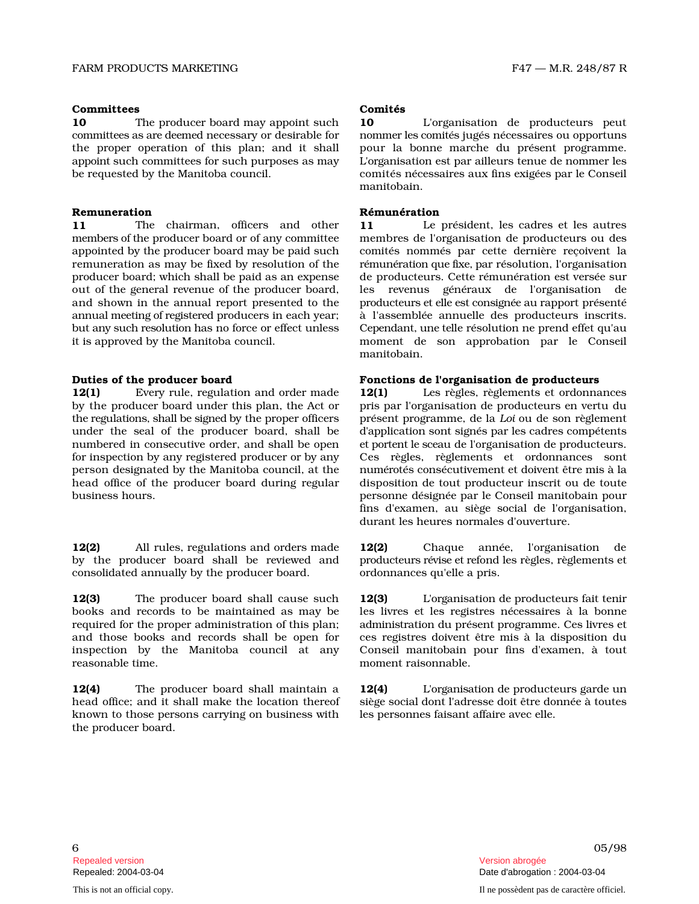**Committees**

**10** The producer board may appoint such committees as are deemed necessary or desirable for the proper operation of this plan; and it shall appoint such committees for such purposes as may be requested by the Manitoba council.

**Comités**

**10** L'organisation de producteurs peut nommer les comités jugés nécessaires ou opportuns pour la bonne marche du présent programme. L'organisation est par ailleurs tenue de nommer les comités nécessaires aux fins exigées par le Conseil manitobain.

**Remuneration**

**11** The chairman, officers and other members of the producer board or of any committee appointed by the producer board may be paid such remuneration as may be fixed by resolution of the producer board; which shall be paid as an expense out of the general revenue of the producer board, and shown in the annual report presented to the annual meeting of registered producers in each year; but any such resolution has no force or effect unless it is approved by the Manitoba council.

**Rémunération**

**11** Le président, les cadres et les autres membres de l'organisation de producteurs ou des comités nommés par cette dernière reçoivent la rémunération que fixe, par résolution, l'organisation de producteurs. Cette rémunération est versée sur les revenus généraux de l'organisation de producteurs et elle est consignée au rapport présenté à l'assemblée annuelle des producteurs inscrits. Cependant, une telle résolution ne prend effet qu'au moment de son approbation par le Conseil manitobain.

**Duties of the producer board**

**12(1)** Every rule, regulation and order made by the producer board under this plan, the Act or the regulations, shall be signed by the proper officers under the seal of the producer board, shall be numbered in consecutive order, and shall be open for inspection by any registered producer or by any person designated by the Manitoba council, at the head office of the producer board during regular business hours.

**Fonctions de l'organisation de producteurs**

**12(1)** Les règles, règlements et ordonnances pris par l'organisation de producteurs en vertu du présent programme, de la *Loi* ou de son règlement d'application sont signés par les cadres compétents et portent le sceau de l'organisation de producteurs. Ces règles, règlements et ordonnances sont numérotés consécutivement et doivent être mis à la disposition de tout producteur inscrit ou de toute personne désignée par le Conseil manitobain pour fins d'examen, au siège social de l'organisation, durant les heures normales d'ouverture.

**12(2)** All rules, regulations and orders made by the producer board shall be reviewed and consolidated annually by the producer board.

**12(2)** Chaque année, l'organisation de producteurs révise et refond les règles, règlements et ordonnances qu'elle a pris.

**12(3)** The producer board shall cause such books and records to be maintained as may be required for the proper administration of this plan; and those books and records shall be open for inspection by the Manitoba council at any reasonable time.

**12(3)** L'organisation de producteurs fait tenir les livres et les registres nécessaires à la bonne administration du présent programme. Ces livres et ces registres doivent être mis à la disposition du Conseil manitobain pour fins d'examen, à tout moment raisonnable.

**12(4)** The producer board shall maintain a head office; and it shall make the location thereof known to those persons carrying on business with the producer board.

**12(4)** L'organisation de producteurs garde un siège social dont l'adresse doit être donnée à toutes les personnes faisant affaire avec elle.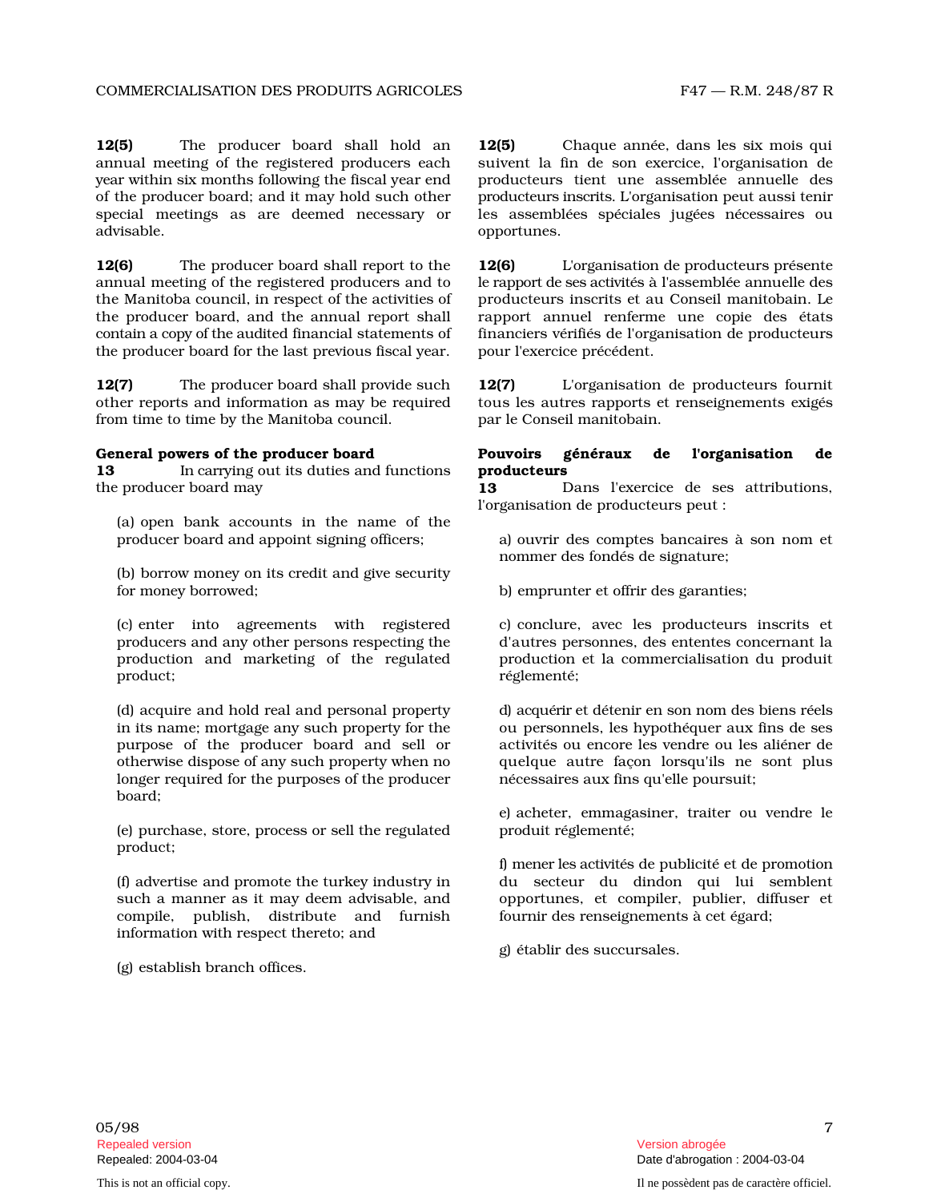**12(5)** The producer board shall hold an annual meeting of the registered producers each year within six months following the fiscal year end of the producer board; and it may hold such other special meetings as are deemed necessary or advisable.

**12(6)** The producer board shall report to the annual meeting of the registered producers and to the Manitoba council, in respect of the activities of the producer board, and the annual report shall contain a copy of the audited financial statements of the producer board for the last previous fiscal year.

**12(7)** The producer board shall provide such other reports and information as may be required from time to time by the Manitoba council.

**General powers of the producer board**

**13** In carrying out its duties and functions the producer board may

(a) open bank accounts in the name of the producer board and appoint signing officers;

(b) borrow money on its credit and give security for money borrowed;

(c) enter into agreements with registered producers and any other persons respecting the production and marketing of the regulated product;

(d) acquire and hold real and personal property in its name; mortgage any such property for the purpose of the producer board and sell or otherwise dispose of any such property when no longer required for the purposes of the producer board;

(e) purchase, store, process or sell the regulated product;

(f) advertise and promote the turkey industry in such a manner as it may deem advisable, and compile, publish, distribute and furnish information with respect thereto; and

(g) establish branch offices.

**12(5)** Chaque année, dans les six mois qui suivent la fin de son exercice, l'organisation de producteurs tient une assemblée annuelle des producteurs inscrits. L'organisation peut aussi tenir les assemblées spéciales jugées nécessaires ou opportunes.

**12(6)** L'organisation de producteurs présente le rapport de ses activités à l'assemblée annuelle des producteurs inscrits et au Conseil manitobain. Le rapport annuel renferme une copie des états financiers vérifiés de l'organisation de producteurs pour l'exercice précédent.

**12(7)** L'organisation de producteurs fournit tous les autres rapports et renseignements exigés par le Conseil manitobain.

**Pouvoirs généraux de l'organisation de producteurs**

**13** Dans l'exercice de ses attributions, l'organisation de producteurs peut :

a) ouvrir des comptes bancaires à son nom et nommer des fondés de signature;

b) emprunter et offrir des garanties;

c) conclure, avec les producteurs inscrits et d'autres personnes, des ententes concernant la production et la commercialisation du produit réglementé;

d) acquérir et détenir en son nom des biens réels ou personnels, les hypothéquer aux fins de ses activités ou encore les vendre ou les aliéner de quelque autre façon lorsqu'ils ne sont plus nécessaires aux fins qu'elle poursuit;

e) acheter, emmagasiner, traiter ou vendre le produit réglementé;

f) mener les activités de publicité et de promotion du secteur du dindon qui lui semblent opportunes, et compiler, publier, diffuser et fournir des renseignements à cet égard;

g) établir des succursales.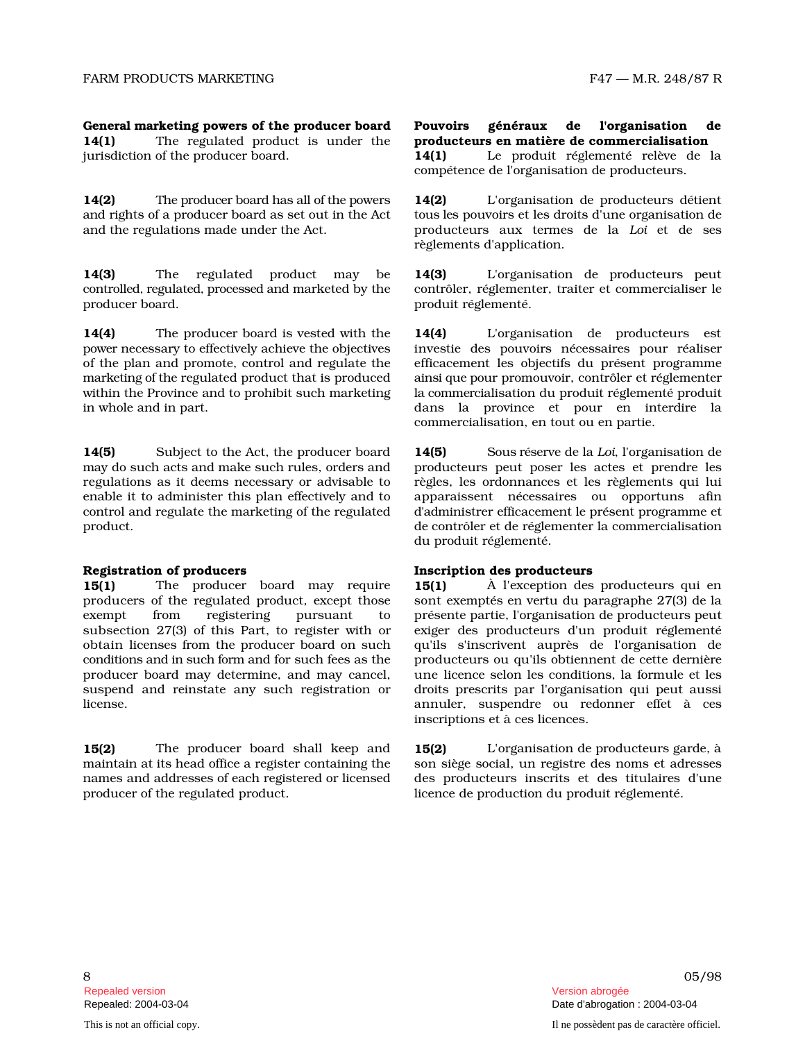**General marketing powers of the producer board**

**14(1)** The regulated product is under the jurisdiction of the producer board.

**14(2)** The producer board has all of the powers and rights of a producer board as set out in the Act and the regulations made under the Act.

**14(3)** The regulated product may be controlled, regulated, processed and marketed by the producer board.

**14(4)** The producer board is vested with the power necessary to effectively achieve the objectives of the plan and promote, control and regulate the marketing of the regulated product that is produced within the Province and to prohibit such marketing in whole and in part.

**14(5)** Subject to the Act, the producer board may do such acts and make such rules, orders and regulations as it deems necessary or advisable to enable it to administer this plan effectively and to control and regulate the marketing of the regulated product.

**Registration of producers**

**15(1)** The producer board may require producers of the regulated product, except those exempt from registering pursuant to subsection 27(3) of this Part, to register with or obtain licenses from the producer board on such conditions and in such form and for such fees as the producer board may determine, and may cancel, suspend and reinstate any such registration or license.

**15(2)** The producer board shall keep and maintain at its head office a register containing the names and addresses of each registered or licensed producer of the regulated product.

**Pouvoirs généraux de l'organisation de producteurs en matière de commercialisation**

**14(1)** Le produit réglementé relève de la compétence de l'organisation de producteurs.

**14(2)** L'organisation de producteurs détient tous les pouvoirs et les droits d'une organisation de producteurs aux termes de la *Loi* et de ses règlements d'application.

**14(3)** L'organisation de producteurs peut contrôler, réglementer, traiter et commercialiser le produit réglementé.

**14(4)** L'organisation de producteurs est investie des pouvoirs nécessaires pour réaliser efficacement les objectifs du présent programme ainsi que pour promouvoir, contrôler et réglementer la commercialisation du produit réglementé produit dans la province et pour en interdire la commercialisation, en tout ou en partie.

**14(5)** Sous réserve de la *Loi*, l'organisation de producteurs peut poser les actes et prendre les règles, les ordonnances et les règlements qui lui apparaissent nécessaires ou opportuns afin d'administrer efficacement le présent programme et de contrôler et de réglementer la commercialisation du produit réglementé.

**Inscription des producteurs**

**15(1)** À l'exception des producteurs qui en sont exemptés en vertu du paragraphe 27(3) de la présente partie, l'organisation de producteurs peut exiger des producteurs d'un produit réglementé qu'ils s'inscrivent auprès de l'organisation de producteurs ou qu'ils obtiennent de cette dernière une licence selon les conditions, la formule et les droits prescrits par l'organisation qui peut aussi annuler, suspendre ou redonner effet à ces inscriptions et à ces licences.

**15(2)** L'organisation de producteurs garde, à son siège social, un registre des noms et adresses des producteurs inscrits et des titulaires d'une licence de production du produit réglementé.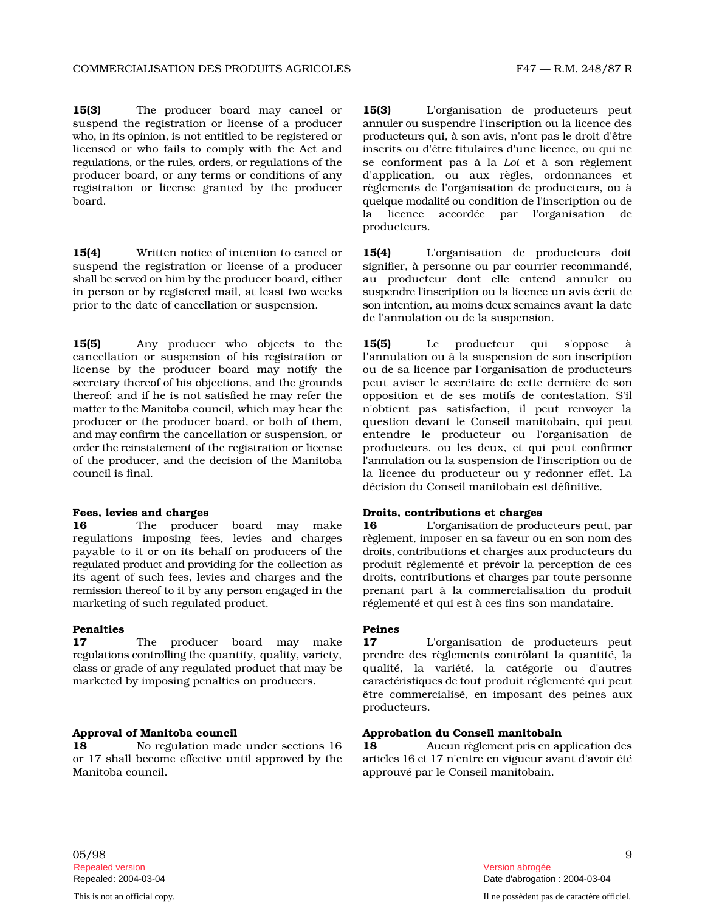**15(3)** The producer board may cancel or suspend the registration or license of a producer who, in its opinion, is not entitled to be registered or licensed or who fails to comply with the Act and regulations, or the rules, orders, or regulations of the producer board, or any terms or conditions of any registration or license granted by the producer board.

**15(3)** L'organisation de producteurs peut annuler ou suspendre l'inscription ou la licence des producteurs qui, à son avis, n'ont pas le droit d'être inscrits ou d'être titulaires d'une licence, ou qui ne se conforment pas à la *Loi* et à son règlement d'application, ou aux règles, ordonnances et règlements de l'organisation de producteurs, ou à quelque modalité ou condition de l'inscription ou de la licence accordée par l'organisation de producteurs.

**15(4)** Written notice of intention to cancel or suspend the registration or license of a producer shall be served on him by the producer board, either in person or by registered mail, at least two weeks prior to the date of cancellation or suspension.

**15(4)** L'organisation de producteurs doit signifier, à personne ou par courrier recommandé, au producteur dont elle entend annuler ou suspendre l'inscription ou la licence un avis écrit de son intention, au moins deux semaines avant la date de l'annulation ou de la suspension.

**15(5)** Any producer who objects to the cancellation or suspension of his registration or license by the producer board may notify the secretary thereof of his objections, and the grounds thereof; and if he is not satisfied he may refer the matter to the Manitoba council, which may hear the producer or the producer board, or both of them, and may confirm the cancellation or suspension, or order the reinstatement of the registration or license of the producer, and the decision of the Manitoba council is final.

**15(5)** Le producteur qui s'oppose à l'annulation ou à la suspension de son inscription ou de sa licence par l'organisation de producteurs peut aviser le secrétaire de cette dernière de son opposition et de ses motifs de contestation. S'il n'obtient pas satisfaction, il peut renvoyer la question devant le Conseil manitobain, qui peut entendre le producteur ou l'organisation de producteurs, ou les deux, et qui peut confirmer l'annulation ou la suspension de l'inscription ou de la licence du producteur ou y redonner effet. La décision du Conseil manitobain est définitive.

**Fees, levies and charges**

**16** The producer board may make regulations imposing fees, levies and charges payable to it or on its behalf on producers of the regulated product and providing for the collection as its agent of such fees, levies and charges and the remission thereof to it by any person engaged in the marketing of such regulated product.

**Droits, contributions et charges**

**16** L'organisation de producteurs peut, par règlement, imposer en sa faveur ou en son nom des droits, contributions et charges aux producteurs du produit réglementé et prévoir la perception de ces droits, contributions et charges par toute personne prenant part à la commercialisation du produit réglementé et qui est à ces fins son mandataire.

**Penalties**

**17** The producer board may make regulations controlling the quantity, quality, variety, class or grade of any regulated product that may be marketed by imposing penalties on producers.

**Peines**

**17** L'organisation de producteurs peut prendre des règlements contrôlant la quantité, la qualité, la variété, la catégorie ou d'autres caractéristiques de tout produit réglementé qui peut être commercialisé, en imposant des peines aux producteurs.

**Approval of Manitoba council**

**18** No regulation made under sections 16 or 17 shall become effective until approved by the Manitoba council.

**Approbation du Conseil manitobain**

**18** Aucun règlement pris en application des articles 16 et 17 n'entre en vigueur avant d'avoir été approuvé par le Conseil manitobain.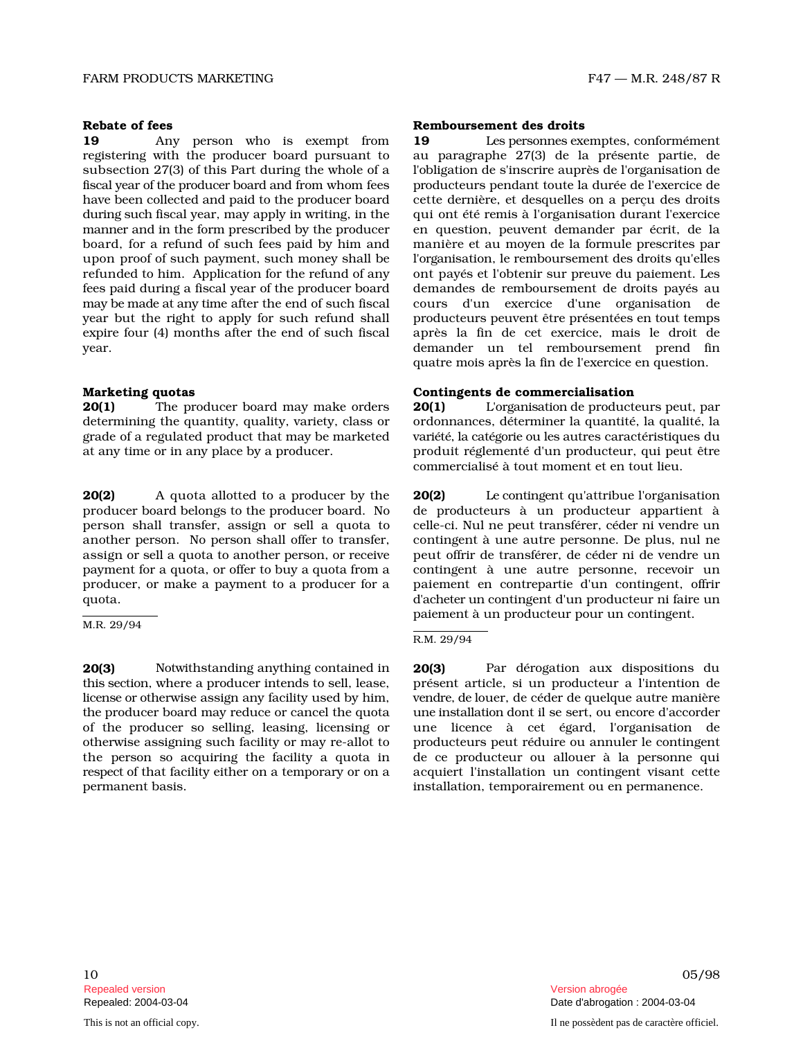**Rebate of fees**

**19** Any person who is exempt from registering with the producer board pursuant to subsection 27(3) of this Part during the whole of a fiscal year of the producer board and from whom fees have been collected and paid to the producer board during such fiscal year, may apply in writing, in the manner and in the form prescribed by the producer board, for a refund of such fees paid by him and upon proof of such payment, such money shall be refunded to him. Application for the refund of any fees paid during a fiscal year of the producer board may be made at any time after the end of such fiscal year but the right to apply for such refund shall expire four (4) months after the end of such fiscal year.

**Remboursement des droits**

**19** Les personnes exemptes, conformément au paragraphe 27(3) de la présente partie, de l'obligation de s'inscrire auprès de l'organisation de producteurs pendant toute la durée de l'exercice de cette dernière, et desquelles on a perçu des droits qui ont été remis à l'organisation durant l'exercice en question, peuvent demander par écrit, de la manière et au moyen de la formule prescrites par l'organisation, le remboursement des droits qu'elles ont payés et l'obtenir sur preuve du paiement. Les demandes de remboursement de droits payés au cours d'un exercice d'une organisation de producteurs peuvent être présentées en tout temps après la fin de cet exercice, mais le droit de demander un tel remboursement prend fin quatre mois après la fin de l'exercice en question.

**Marketing quotas**

**20(1)** The producer board may make orders determining the quantity, quality, variety, class or grade of a regulated product that may be marketed at any time or in any place by a producer.

**Contingents de commercialisation**

**20(1)** L'organisation de producteurs peut, par ordonnances, déterminer la quantité, la qualité, la variété, la catégorie ou les autres caractéristiques du produit réglementé d'un producteur, qui peut être commercialisé à tout moment et en tout lieu.

**20(2)** A quota allotted to a producer by the producer board belongs to the producer board. No person shall transfer, assign or sell a quota to another person. No person shall offer to transfer, assign or sell a quota to another person, or receive payment for a quota, or offer to buy a quota from a producer, or make a payment to a producer for a quota.

M.R. 29/94

**20(2)** Le contingent qu'attribue l'organisation de producteurs à un producteur appartient à celle-ci. Nul ne peut transférer, céder ni vendre un contingent à une autre personne. De plus, nul ne peut offrir de transférer, de céder ni de vendre un contingent à une autre personne, recevoir un paiement en contrepartie d'un contingent, offrir d'acheter un contingent d'un producteur ni faire un paiement à un producteur pour un contingent.

R.M. 29/94

**20(3)** Notwithstanding anything contained in this section, where a producer intends to sell, lease, license or otherwise assign any facility used by him, the producer board may reduce or cancel the quota of the producer so selling, leasing, licensing or otherwise assigning such facility or may re-allot to the person so acquiring the facility a quota in respect of that facility either on a temporary or on a permanent basis.

**20(3)** Par dérogation aux dispositions du présent article, si un producteur a l'intention de vendre, de louer, de céder de quelque autre manière une installation dont il se sert, ou encore d'accorder une licence à cet égard, l'organisation de producteurs peut réduire ou annuler le contingent de ce producteur ou allouer à la personne qui acquiert l'installation un contingent visant cette installation, temporairement ou en permanence.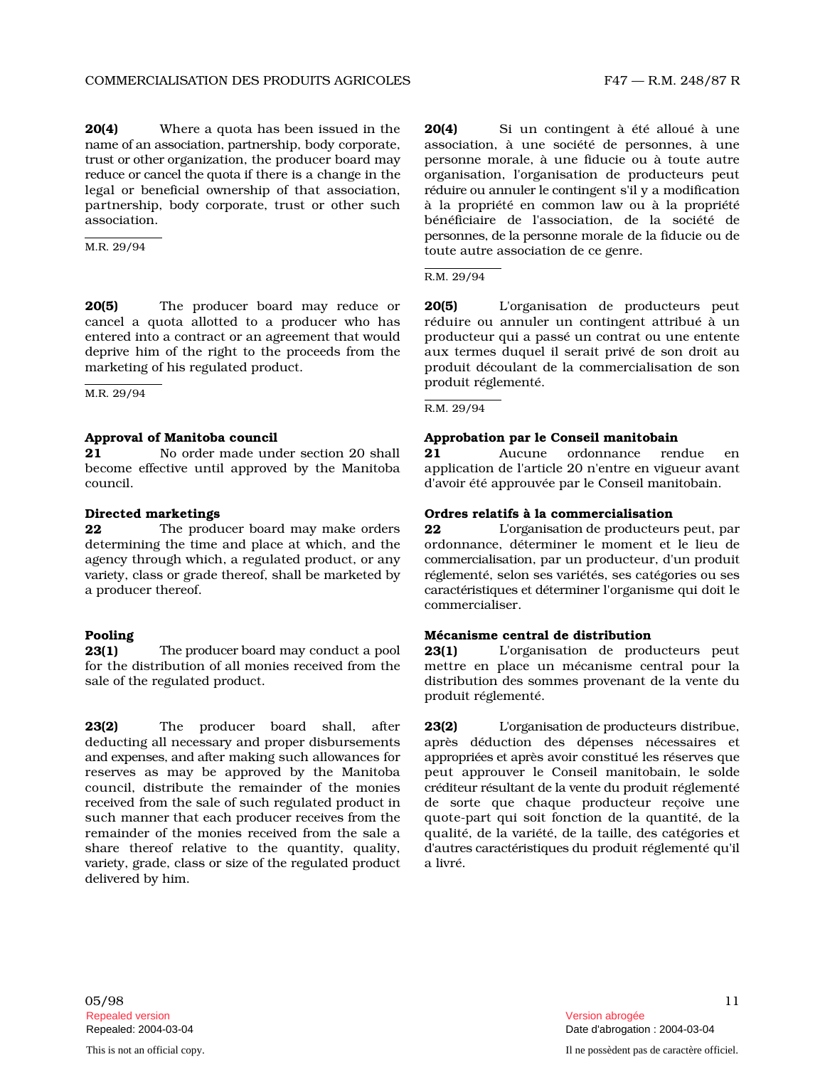**20(4)** Where a quota has been issued in the name of an association, partnership, body corporate, trust or other organization, the producer board may reduce or cancel the quota if there is a change in the legal or beneficial ownership of that association, partnership, body corporate, trust or other such association.

M.R. 29/94

**20(5)** The producer board may reduce or cancel a quota allotted to a producer who has entered into a contract or an agreement that would deprive him of the right to the proceeds from the marketing of his regulated product.

M.R. 29/94

**Approval of Manitoba council**

**21** No order made under section 20 shall become effective until approved by the Manitoba council.

**Directed marketings**

**22** The producer board may make orders determining the time and place at which, and the agency through which, a regulated product, or any variety, class or grade thereof, shall be marketed by a producer thereof.

**Pooling**

**23(1)** The producer board may conduct a pool for the distribution of all monies received from the sale of the regulated product.

**23(2)** The producer board shall, after deducting all necessary and proper disbursements and expenses, and after making such allowances for reserves as may be approved by the Manitoba council, distribute the remainder of the monies received from the sale of such regulated product in such manner that each producer receives from the remainder of the monies received from the sale a share thereof relative to the quantity, quality, variety, grade, class or size of the regulated product delivered by him.

**20(4)** Si un contingent à été alloué à une association, à une société de personnes, à une personne morale, à une fiducie ou à toute autre organisation, l'organisation de producteurs peut réduire ou annuler le contingent s'il y a modification à la propriété en common law ou à la propriété bénéficiaire de l'association, de la société de personnes, de la personne morale de la fiducie ou de toute autre association de ce genre.

R.M. 29/94

**20(5)** L'organisation de producteurs peut réduire ou annuler un contingent attribué à un producteur qui a passé un contrat ou une entente aux termes duquel il serait privé de son droit au produit découlant de la commercialisation de son produit réglementé.

R.M. 29/94

**Approbation par le Conseil manitobain**

**21** Aucune ordonnance rendue en application de l'article 20 n'entre en vigueur avant d'avoir été approuvée par le Conseil manitobain.

**Ordres relatifs à la commercialisation**

**22** L'organisation de producteurs peut, par ordonnance, déterminer le moment et le lieu de commercialisation, par un producteur, d'un produit réglementé, selon ses variétés, ses catégories ou ses caractéristiques et déterminer l'organisme qui doit le commercialiser.

**Mécanisme central de distribution**

**23(1)** L'organisation de producteurs peut mettre en place un mécanisme central pour la distribution des sommes provenant de la vente du produit réglementé.

**23(2)** L'organisation de producteurs distribue, après déduction des dépenses nécessaires et appropriées et après avoir constitué les réserves que peut approuver le Conseil manitobain, le solde créditeur résultant de la vente du produit réglementé de sorte que chaque producteur reçoive une quote-part qui soit fonction de la quantité, de la qualité, de la variété, de la taille, des catégories et d'autres caractéristiques du produit réglementé qu'il a livré.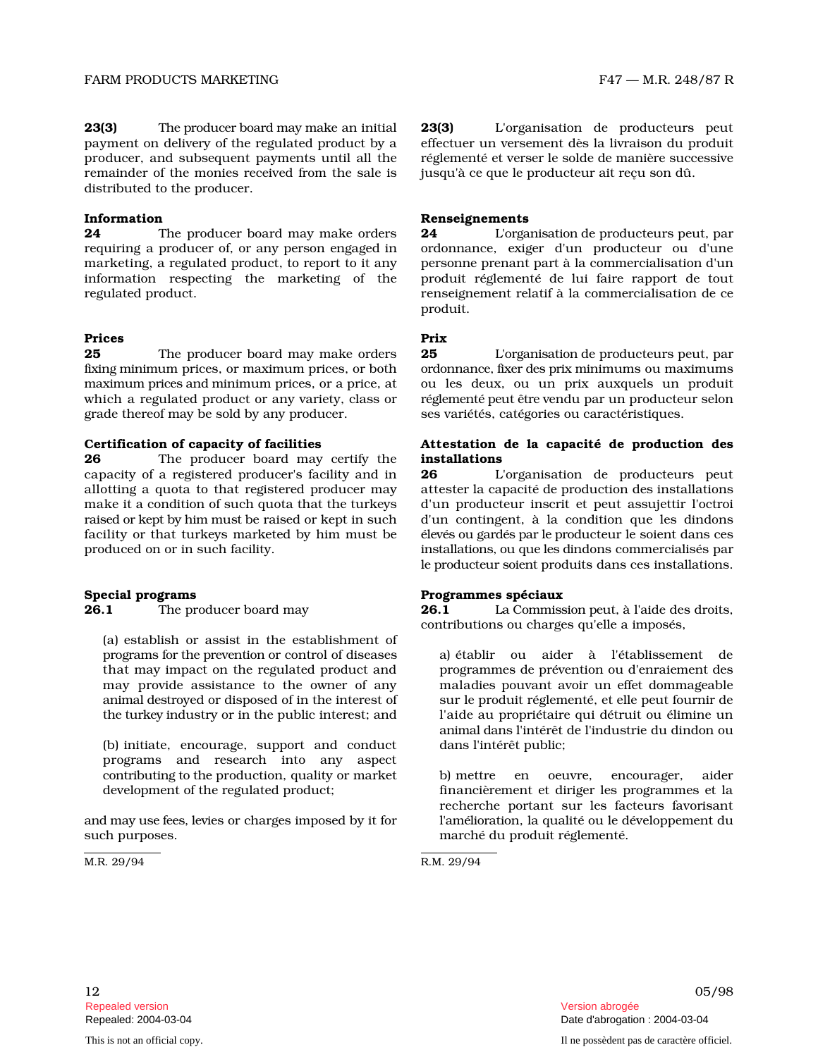**23(3)** The producer board may make an initial payment on delivery of the regulated product by a producer, and subsequent payments until all the remainder of the monies received from the sale is distributed to the producer.

**23(3)** L'organisation de producteurs peut effectuer un versement dès la livraison du produit réglementé et verser le solde de manière successive jusqu'à ce que le producteur ait reçu son dû.

**Information**

**24** The producer board may make orders requiring a producer of, or any person engaged in marketing, a regulated product, to report to it any information respecting the marketing of the regulated product.

**Renseignements**

**24** L'organisation de producteurs peut, par ordonnance, exiger d'un producteur ou d'une personne prenant part à la commercialisation d'un produit réglementé de lui faire rapport de tout renseignement relatif à la commercialisation de ce produit.

**Prices**

**25** The producer board may make orders fixing minimum prices, or maximum prices, or both maximum prices and minimum prices, or a price, at which a regulated product or any variety, class or grade thereof may be sold by any producer.

**Prix**

**25** L'organisation de producteurs peut, par ordonnance, fixer des prix minimums ou maximums ou les deux, ou un prix auxquels un produit réglementé peut être vendu par un producteur selon ses variétés, catégories ou caractéristiques.

**Certification of capacity of facilities**

**26** The producer board may certify the capacity of a registered producer's facility and in allotting a quota to that registered producer may make it a condition of such quota that the turkeys raised or kept by him must be raised or kept in such facility or that turkeys marketed by him must be produced on or in such facility.

**Attestation de la capacité de production des installations**

**26** L'organisation de producteurs peut attester la capacité de production des installations d'un producteur inscrit et peut assujettir l'octroi d'un contingent, à la condition que les dindons élevés ou gardés par le producteur le soient dans ces installations, ou que les dindons commercialisés par le producteur soient produits dans ces installations.

**Special programs**

**26.1** The producer board may

(a) establish or assist in the establishment of programs for the prevention or control of diseases that may impact on the regulated product and may provide assistance to the owner of any animal destroyed or disposed of in the interest of the turkey industry or in the public interest; and

(b) initiate, encourage, support and conduct programs and research into any aspect contributing to the production, quality or market development of the regulated product;

and may use fees, levies or charges imposed by it for such purposes.

M.R. 29/94

**Programmes spéciaux**

**26.1** La Commission peut, à l'aide des droits, contributions ou charges qu'elle a imposés,

a) établir ou aider à l'établissement de programmes de prévention ou d'enraiement des maladies pouvant avoir un effet dommageable sur le produit réglementé, et elle peut fournir de l'aide au propriétaire qui détruit ou élimine un animal dans l'intérêt de l'industrie du dindon ou dans l'intérêt public;

b) mettre en oeuvre, encourager, aider financièrement et diriger les programmes et la recherche portant sur les facteurs favorisant l'amélioration, la qualité ou le développement du marché du produit réglementé.

R.M. 29/94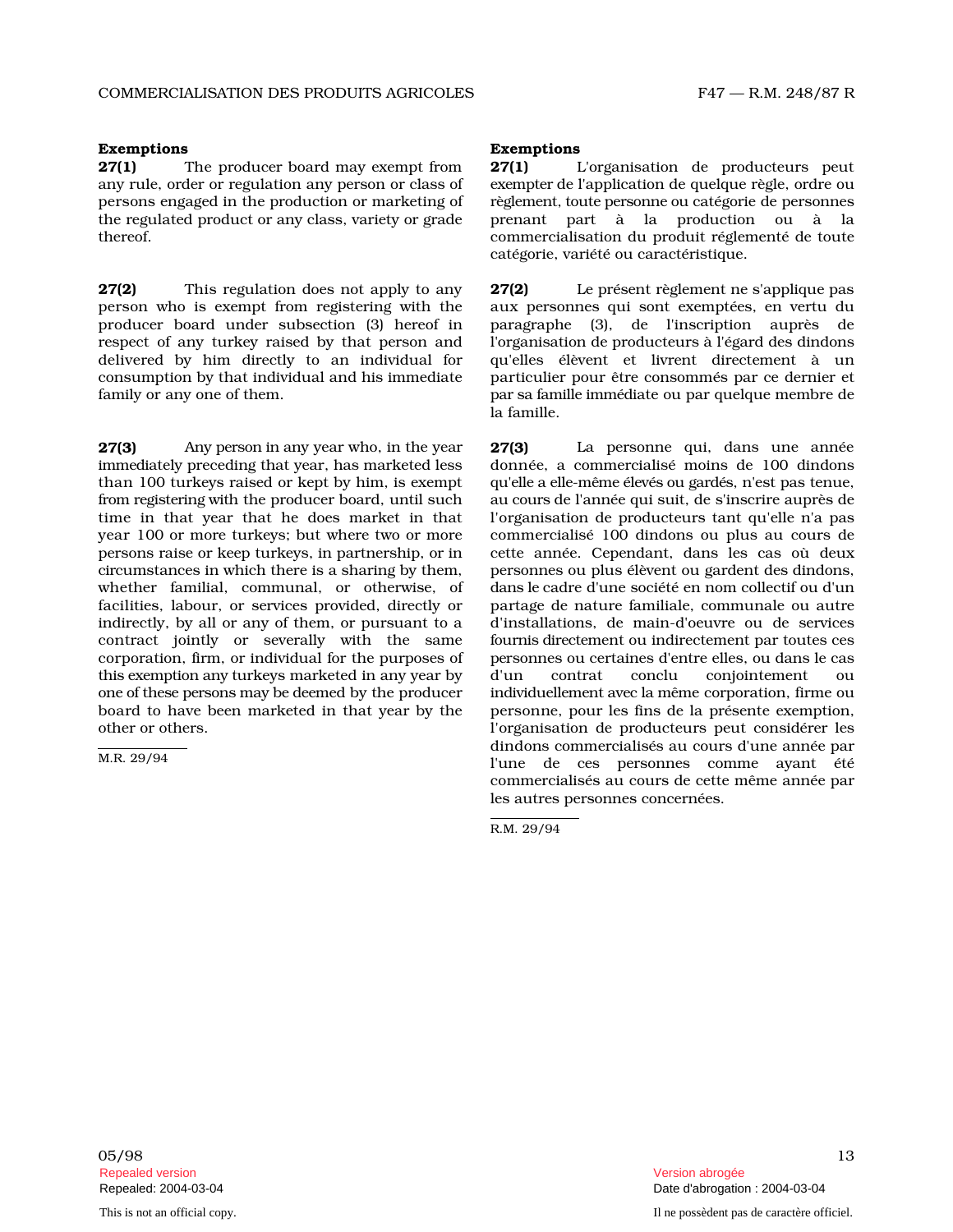**Exemptions**

**27(1)** The producer board may exempt from any rule, order or regulation any person or class of persons engaged in the production or marketing of the regulated product or any class, variety or grade thereof.

**27(2)** This regulation does not apply to any person who is exempt from registering with the producer board under subsection (3) hereof in respect of any turkey raised by that person and delivered by him directly to an individual for consumption by that individual and his immediate family or any one of them.

**27(3)** Any person in any year who, in the year immediately preceding that year, has marketed less than 100 turkeys raised or kept by him, is exempt from registering with the producer board, until such time in that year that he does market in that year 100 or more turkeys; but where two or more persons raise or keep turkeys, in partnership, or in circumstances in which there is a sharing by them, whether familial, communal, or otherwise, of facilities, labour, or services provided, directly or indirectly, by all or any of them, or pursuant to a contract jointly or severally with the same corporation, firm, or individual for the purposes of this exemption any turkeys marketed in any year by one of these persons may be deemed by the producer board to have been marketed in that year by the other or others.

M.R. 29/94

**Exemptions**

**27(1)** L'organisation de producteurs peut exempter de l'application de quelque règle, ordre ou règlement, toute personne ou catégorie de personnes prenant part à la production ou à la commercialisation du produit réglementé de toute catégorie, variété ou caractéristique.

**27(2)** Le présent règlement ne s'applique pas aux personnes qui sont exemptées, en vertu du paragraphe (3), de l'inscription auprès de l'organisation de producteurs à l'égard des dindons qu'elles élèvent et livrent directement à un particulier pour être consommés par ce dernier et par sa famille immédiate ou par quelque membre de la famille.

**27(3)** La personne qui, dans une année donnée, a commercialisé moins de 100 dindons qu'elle a elle-même élevés ou gardés, n'est pas tenue, au cours de l'année qui suit, de s'inscrire auprès de l'organisation de producteurs tant qu'elle n'a pas commercialisé 100 dindons ou plus au cours de cette année. Cependant, dans les cas où deux personnes ou plus élèvent ou gardent des dindons, dans le cadre d'une société en nom collectif ou d'un partage de nature familiale, communale ou autre d'installations, de main-d'oeuvre ou de services fournis directement ou indirectement par toutes ces personnes ou certaines d'entre elles, ou dans le cas d'un contrat conclu conjointement ou individuellement avec la même corporation, firme ou personne, pour les fins de la présente exemption, l'organisation de producteurs peut considérer les dindons commercialisés au cours d'une année par l'une de ces personnes comme ayant été commercialisés au cours de cette même année par les autres personnes concernées.

R.M. 29/94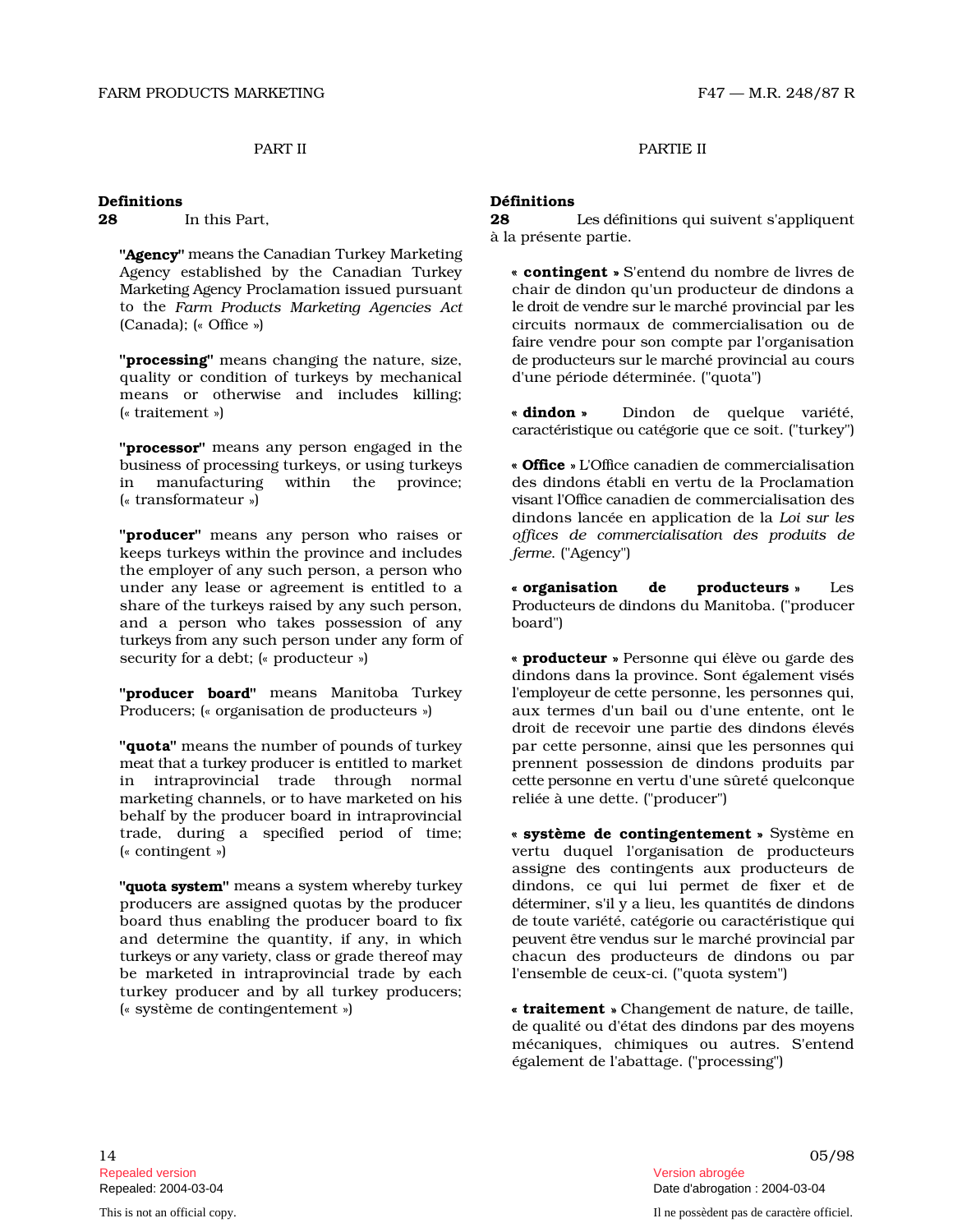## PART II

### Definitions

**28** In this Part,

**"Agency"** means the Canadian Turkey Marketing Agency established by the Canadian Turkey Marketing Agency Proclamation issued pursuant to the *Farm Products Marketing Agencies Act* (Canada); (« Office »)

**"processing"** means changing the nature, size, quality or condition of turkeys by mechanical means or otherwise and includes killing; (« traitement »)

**"processor"** means any person engaged in the business of processing turkeys, or using turkeys in manufacturing within the province; (« transformateur »)

**"producer"** means any person who raises or keeps turkeys within the province and includes the employer of any such person, a person who under any lease or agreement is entitled to a share of the turkeys raised by any such person, and a person who takes possession of any turkeys from any such person under any form of security for a debt; (« producteur »)

**"producer board"** means Manitoba Turkey Producers; (« organisation de producteurs »)

**"quota"** means the number of pounds of turkey meat that a turkey producer is entitled to market in intraprovincial trade through normal marketing channels, or to have marketed on his behalf by the producer board in intraprovincial trade, during a specified period of time; (« contingent »)

**"quota system"** means a system whereby turkey producers are assigned quotas by the producer board thus enabling the producer board to fix and determine the quantity, if any, in which turkeys or any variety, class or grade thereof may be marketed in intraprovincial trade by each turkey producer and by all turkey producers; (« système de contingentement »)

## PARTIE II

### Définitions

**28** Les définitions qui suivent s'appliquent à la présente partie.

**« contingent »** S'entend du nombre de livres de chair de dindon qu'un producteur de dindons a le droit de vendre sur le marché provincial par les circuits normaux de commercialisation ou de faire vendre pour son compte par l'organisation de producteurs sur le marché provincial au cours d'une période déterminée. ("quota")

**« dindon »** Dindon de quelque variété, caractéristique ou catégorie que ce soit. ("turkey")

**« Office »** L'Office canadien de commercialisation des dindons établi en vertu de la Proclamation visant l'Office canadien de commercialisation des dindons lancée en application de la *Loi sur les offices de commercialisation des produits de ferme*. ("Agency")

**« organisation de producteurs »** Les Producteurs de dindons du Manitoba. ("producer board")

**« producteur »** Personne qui élève ou garde des dindons dans la province. Sont également visés l'employeur de cette personne, les personnes qui, aux termes d'un bail ou d'une entente, ont le droit de recevoir une partie des dindons élevés par cette personne, ainsi que les personnes qui prennent possession de dindons produits par cette personne en vertu d'une sûreté quelconque reliée à une dette. ("producer")

**« système de contingentement »** Système en vertu duquel l'organisation de producteurs assigne des contingents aux producteurs de dindons, ce qui lui permet de fixer et de déterminer, s'il y a lieu, les quantités de dindons de toute variété, catégorie ou caractéristique qui peuvent être vendus sur le marché provincial par chacun des producteurs de dindons ou par l'ensemble de ceux-ci. ("quota system")

**« traitement »** Changement de nature, de taille, de qualité ou d'état des dindons par des moyens mécaniques, chimiques ou autres. S'entend également de l'abattage. ("processing")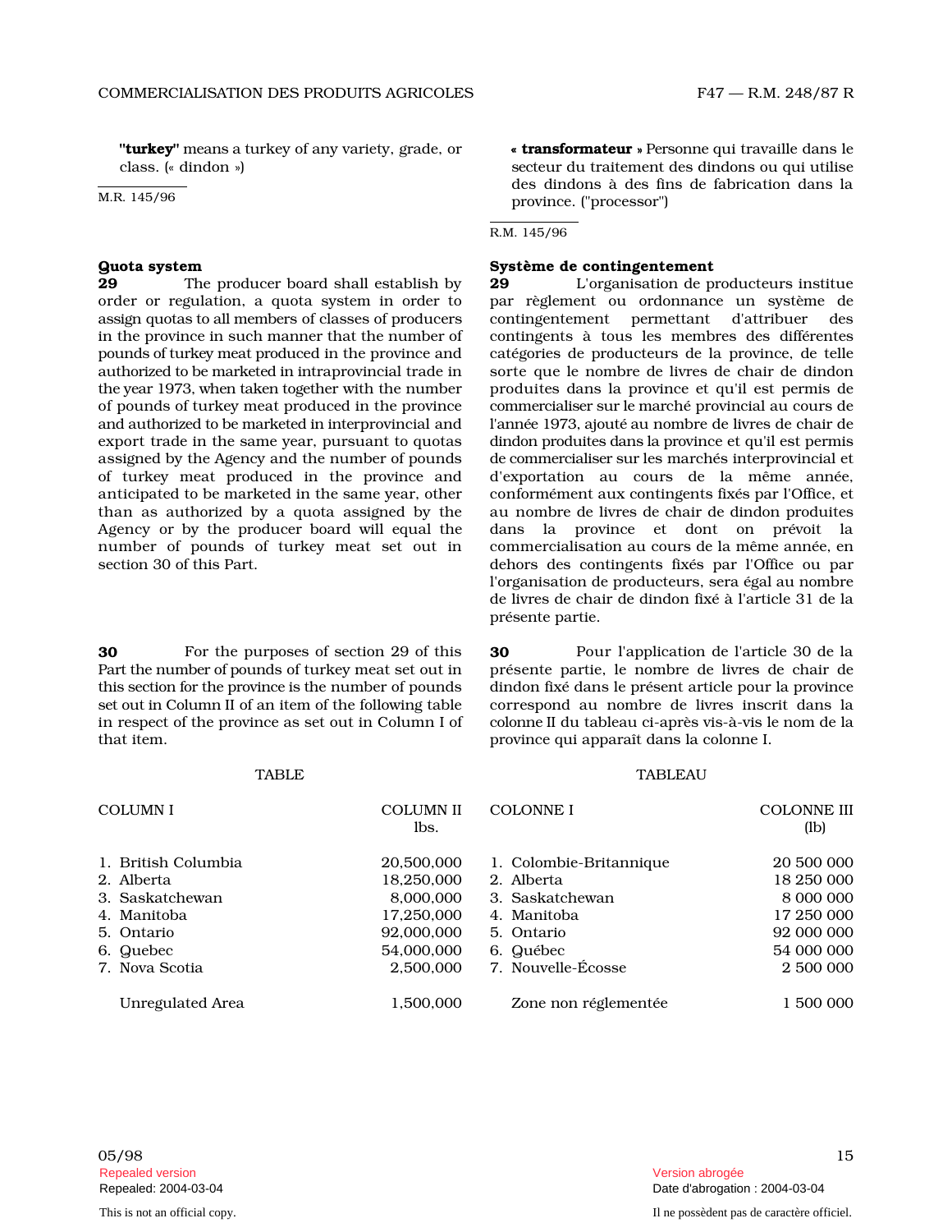**"turkey"** means a turkey of any variety, grade, or class. (« dindon »)

M.R. 145/96

**« transformateur »** Personne qui travaille dans le secteur du traitement des dindons ou qui utilise des dindons à des fins de fabrication dans la province. ("processor")

R.M. 145/96

### Quota system

**29** The producer board shall establish by order or regulation, a quota system in order to assign quotas to all members of classes of producers in the province in such manner that the number of pounds of turkey meat produced in the province and authorized to be marketed in intraprovincial trade in the year 1973, when taken together with the number of pounds of turkey meat produced in the province and authorized to be marketed in interprovincial and export trade in the same year, pursuant to quotas assigned by the Agency and the number of pounds of turkey meat produced in the province and anticipated to be marketed in the same year, other than as authorized by a quota assigned by the Agency or by the producer board will equal the number of pounds of turkey meat set out in section 30 of this Part.

### Système de contingentement

**29** L'organisation de producteurs institue par règlement ou ordonnance un système de contingentement permettant d'attribuer des contingents à tous les membres des différentes catégories de producteurs de la province, de telle sorte que le nombre de livres de chair de dindon produites dans la province et qu'il est permis de commercialiser sur le marché provincial au cours de l'année 1973, ajouté au nombre de livres de chair de dindon produites dans la province et qu'il est permis de commercialiser sur les marchés interprovincial et d'exportation au cours de la même année, conformément aux contingents fixés par l'Office, et au nombre de livres de chair de dindon produites dans la province et dont on prévoit la commercialisation au cours de la même année, en dehors des contingents fixés par l'Office ou par l'organisation de producteurs, sera égal au nombre de livres de chair de dindon fixé à l'article 31 de la présente partie.

**30** For the purposes of section 29 of this Part the number of pounds of turkey meat set out in this section for the province is the number of pounds set out in Column II of an item of the following table in respect of the province as set out in Column I of that item.

TABLE

| COLUMN I | COLUMN II lbs. |
|---|---|
| 1. British Columbia | 20,500,000 |
| 2. Alberta | 18,250,000 |
| 3. Saskatchewan | 8,000,000 |
| 4. Manitoba | 17,250,000 |
| 5. Ontario | 92,000,000 |
| 6. Quebec | 54,000,000 |
| 7. Nova Scotia | 2,500,000 |
| Unregulated Area | 1,500,000 |

**30** Pour l'application de l'article 30 de la présente partie, le nombre de livres de chair de dindon fixé dans le présent article pour la province correspond au nombre de livres inscrit dans la colonne II du tableau ci-après vis-à-vis le nom de la province qui apparaît dans la colonne I.

TABLEAU

| COLONNE I | COLONNE III (lb) |
|---|---|
| 1. Colombie-Britannique | 20 500 000 |
| 2. Alberta | 18 250 000 |
| 3. Saskatchewan | 8 000 000 |
| 4. Manitoba | 17 250 000 |
| 5. Ontario | 92 000 000 |
| 6. Québec | 54 000 000 |
| 7. Nouvelle-Écosse | 2 500 000 |
| Zone non réglementée | 1 500 000 |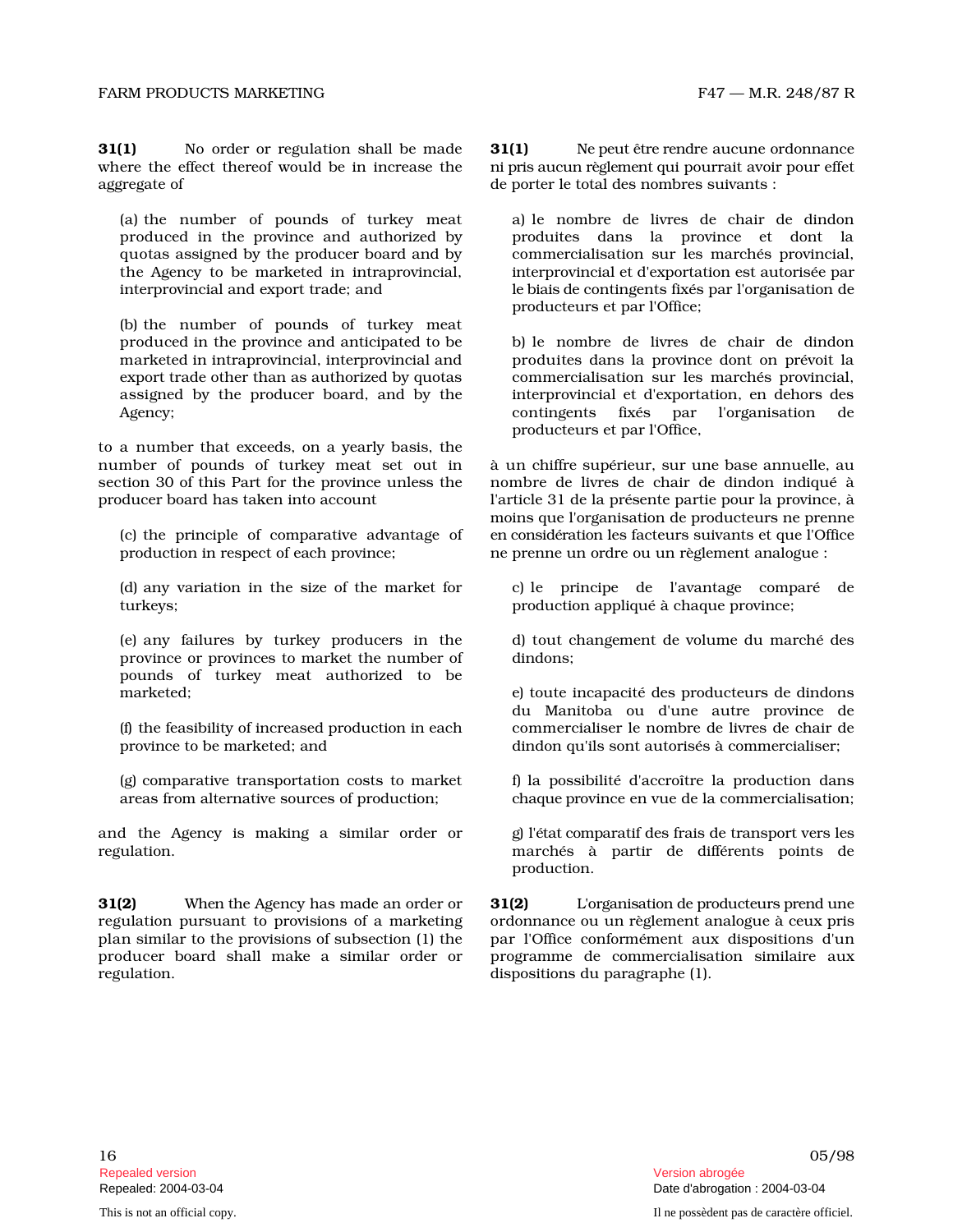**31(1)** No order or regulation shall be made where the effect thereof would be in increase the aggregate of

(a) the number of pounds of turkey meat produced in the province and authorized by quotas assigned by the producer board and by the Agency to be marketed in intraprovincial, interprovincial and export trade; and

(b) the number of pounds of turkey meat produced in the province and anticipated to be marketed in intraprovincial, interprovincial and export trade other than as authorized by quotas assigned by the producer board, and by the Agency;

to a number that exceeds, on a yearly basis, the number of pounds of turkey meat set out in section 30 of this Part for the province unless the producer board has taken into account

(c) the principle of comparative advantage of production in respect of each province;

(d) any variation in the size of the market for turkeys;

(e) any failures by turkey producers in the province or provinces to market the number of pounds of turkey meat authorized to be marketed;

(f) the feasibility of increased production in each province to be marketed; and

(g) comparative transportation costs to market areas from alternative sources of production;

and the Agency is making a similar order or regulation.

**31(1)** Ne peut être rendre aucune ordonnance ni pris aucun règlement qui pourrait avoir pour effet de porter le total des nombres suivants :

a) le nombre de livres de chair de dindon produites dans la province et dont la commercialisation sur les marchés provincial, interprovincial et d'exportation est autorisée par le biais de contingents fixés par l'organisation de producteurs et par l'Office;

b) le nombre de livres de chair de dindon produites dans la province dont on prévoit la commercialisation sur les marchés provincial, interprovincial et d'exportation, en dehors des contingents fixés par l'organisation de producteurs et par l'Office,

à un chiffre supérieur, sur une base annuelle, au nombre de livres de chair de dindon indiqué à l'article 31 de la présente partie pour la province, à moins que l'organisation de producteurs ne prenne en considération les facteurs suivants et que l'Office ne prenne un ordre ou un règlement analogue :

c) le principe de l'avantage comparé de production appliqué à chaque province;

d) tout changement de volume du marché des dindons;

e) toute incapacité des producteurs de dindons du Manitoba ou d'une autre province de commercialiser le nombre de livres de chair de dindon qu'ils sont autorisés à commercialiser;

f) la possibilité d'accroître la production dans chaque province en vue de la commercialisation;

g) l'état comparatif des frais de transport vers les marchés à partir de différents points de production.

**31(2)** When the Agency has made an order or regulation pursuant to provisions of a marketing plan similar to the provisions of subsection (1) the producer board shall make a similar order or regulation.

**31(2)** L'organisation de producteurs prend une ordonnance ou un règlement analogue à ceux pris par l'Office conformément aux dispositions d'un programme de commercialisation similaire aux dispositions du paragraphe (1).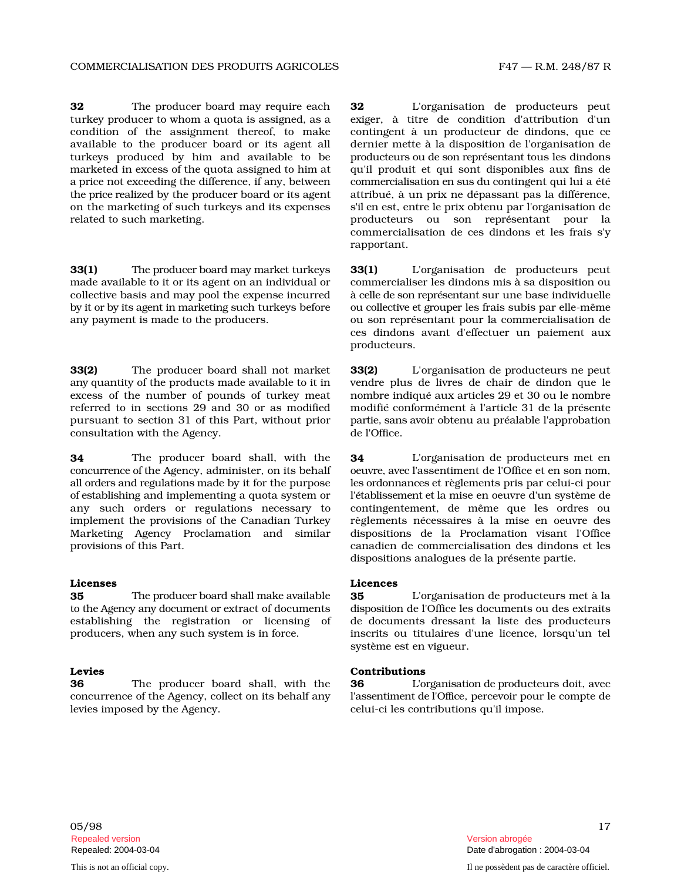**32** The producer board may require each turkey producer to whom a quota is assigned, as a condition of the assignment thereof, to make available to the producer board or its agent all turkeys produced by him and available to be marketed in excess of the quota assigned to him at a price not exceeding the difference, if any, between the price realized by the producer board or its agent on the marketing of such turkeys and its expenses related to such marketing.

**32** L'organisation de producteurs peut exiger, à titre de condition d'attribution d'un contingent à un producteur de dindons, que ce dernier mette à la disposition de l'organisation de producteurs ou de son représentant tous les dindons qu'il produit et qui sont disponibles aux fins de commercialisation en sus du contingent qui lui a été attribué, à un prix ne dépassant pas la différence, s'il en est, entre le prix obtenu par l'organisation de producteurs ou son représentant pour la commercialisation de ces dindons et les frais s'y rapportant.

**33(1)** The producer board may market turkeys made available to it or its agent on an individual or collective basis and may pool the expense incurred by it or by its agent in marketing such turkeys before any payment is made to the producers.

**33(1)** L'organisation de producteurs peut commercialiser les dindons mis à sa disposition ou à celle de son représentant sur une base individuelle ou collective et grouper les frais subis par elle-même ou son représentant pour la commercialisation de ces dindons avant d'effectuer un paiement aux producteurs.

**33(2)** The producer board shall not market any quantity of the products made available to it in excess of the number of pounds of turkey meat referred to in sections 29 and 30 or as modified pursuant to section 31 of this Part, without prior consultation with the Agency.

**33(2)** L'organisation de producteurs ne peut vendre plus de livres de chair de dindon que le nombre indiqué aux articles 29 et 30 ou le nombre modifié conformément à l'article 31 de la présente partie, sans avoir obtenu au préalable l'approbation de l'Office.

**34** The producer board shall, with the concurrence of the Agency, administer, on its behalf all orders and regulations made by it for the purpose of establishing and implementing a quota system or any such orders or regulations necessary to implement the provisions of the Canadian Turkey Marketing Agency Proclamation and similar provisions of this Part.

**34** L'organisation de producteurs met en oeuvre, avec l'assentiment de l'Office et en son nom, les ordonnances et règlements pris par celui-ci pour l'établissement et la mise en oeuvre d'un système de contingentement, de même que les ordres ou règlements nécessaires à la mise en oeuvre des dispositions de la Proclamation visant l'Office canadien de commercialisation des dindons et les dispositions analogues de la présente partie.

**Licenses**

**35** The producer board shall make available to the Agency any document or extract of documents establishing the registration or licensing of producers, when any such system is in force.

**Licences**

**35** L'organisation de producteurs met à la disposition de l'Office les documents ou des extraits de documents dressant la liste des producteurs inscrits ou titulaires d'une licence, lorsqu'un tel système est en vigueur.

**Levies**

**36** The producer board shall, with the concurrence of the Agency, collect on its behalf any levies imposed by the Agency.

**Contributions**

**36** L'organisation de producteurs doit, avec l'assentiment de l'Office, percevoir pour le compte de celui-ci les contributions qu'il impose.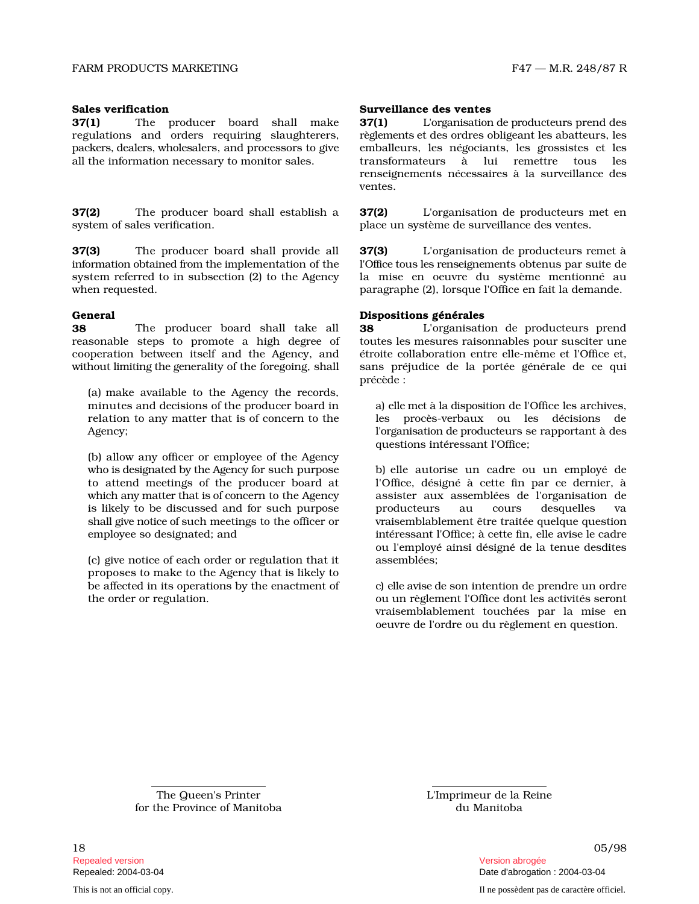**Sales verification**

**37(1)** The producer board shall make regulations and orders requiring slaughterers, packers, dealers, wholesalers, and processors to give all the information necessary to monitor sales.

**37(2)** The producer board shall establish a system of sales verification.

**37(3)** The producer board shall provide all information obtained from the implementation of the system referred to in subsection (2) to the Agency when requested.

**General**

**38** The producer board shall take all reasonable steps to promote a high degree of cooperation between itself and the Agency, and without limiting the generality of the foregoing, shall

(a) make available to the Agency the records, minutes and decisions of the producer board in relation to any matter that is of concern to the Agency;

(b) allow any officer or employee of the Agency who is designated by the Agency for such purpose to attend meetings of the producer board at which any matter that is of concern to the Agency is likely to be discussed and for such purpose shall give notice of such meetings to the officer or employee so designated; and

(c) give notice of each order or regulation that it proposes to make to the Agency that is likely to be affected in its operations by the enactment of the order or regulation.

**Surveillance des ventes**

**37(1)** L'organisation de producteurs prend des règlements et des ordres obligeant les abatteurs, les emballeurs, les négociants, les grossistes et les transformateurs à lui remettre tous les renseignements nécessaires à la surveillance des ventes.

**37(2)** L'organisation de producteurs met en place un système de surveillance des ventes.

**37(3)** L'organisation de producteurs remet à l'Office tous les renseignements obtenus par suite de la mise en oeuvre du système mentionné au paragraphe (2), lorsque l'Office en fait la demande.

**Dispositions générales**

**38** L'organisation de producteurs prend toutes les mesures raisonnables pour susciter une étroite collaboration entre elle-même et l'Office et, sans préjudice de la portée générale de ce qui précède :

a) elle met à la disposition de l'Office les archives, les procès-verbaux ou les décisions de l'organisation de producteurs se rapportant à des questions intéressant l'Office;

b) elle autorise un cadre ou un employé de l'Office, désigné à cette fin par ce dernier, à assister aux assemblées de l'organisation de producteurs au cours desquelles va vraisemblablement être traitée quelque question intéressant l'Office; à cette fin, elle avise le cadre ou l'employé ainsi désigné de la tenue desdites assemblées;

c) elle avise de son intention de prendre un ordre ou un règlement l'Office dont les activités seront vraisemblablement touchées par la mise en oeuvre de l'ordre ou du règlement en question.

The Queen's Printer
for the Province of Manitoba

L'Imprimeur de la Reine
du Manitoba

Repealed version
Repealed: 2004-03-04

Version abrogée
Date d'abrogation : 2004-03-04

This is not an official copy.

Il ne possèdent pas de caractère officiel.